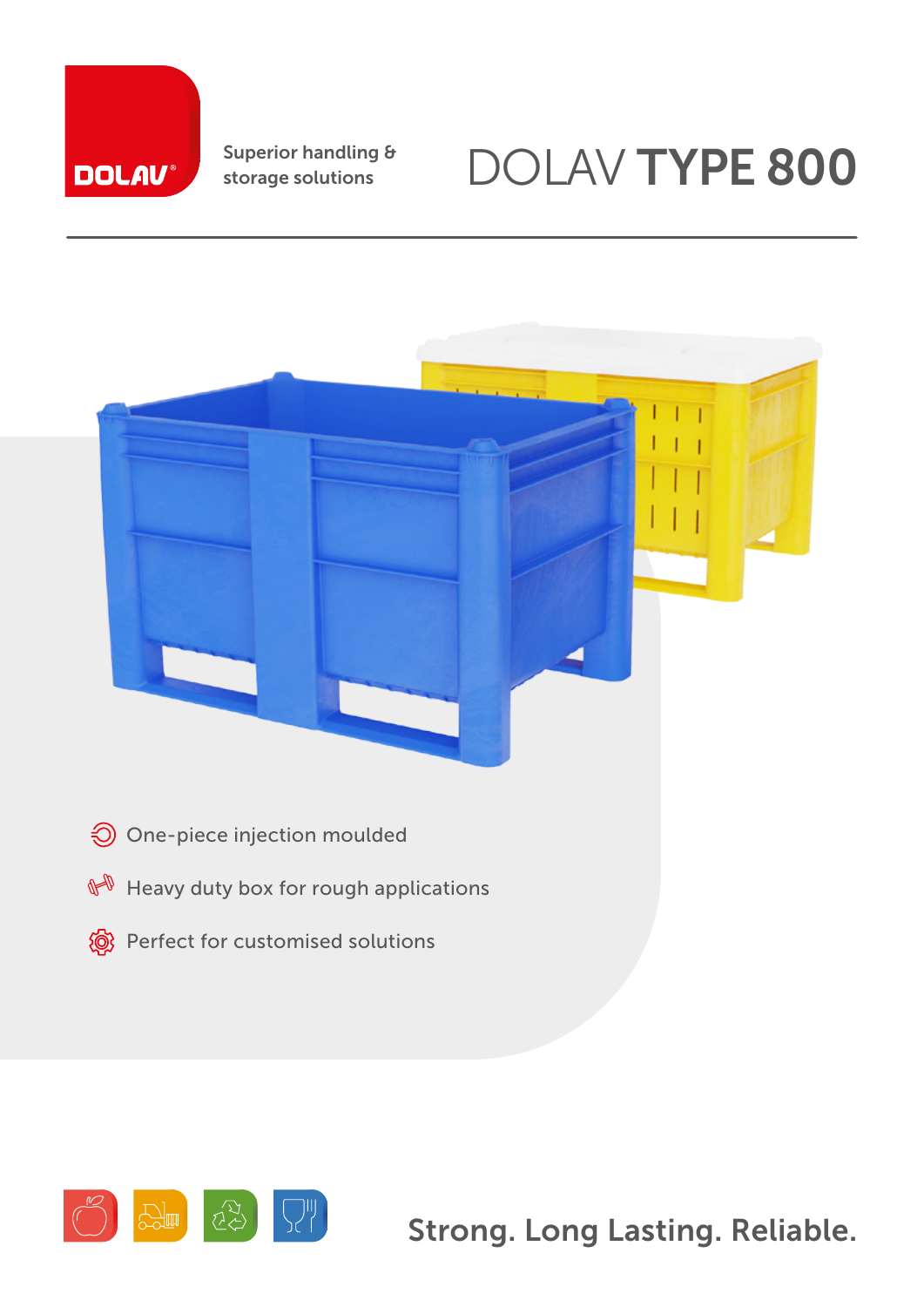DOLAV®

Superior handling &
storage solutions

# DOLAV **TYPE 800**

- One-piece injection moulded
- Heavy duty box for rough applications
- Perfect for customised solutions

**Strong. Long Lasting. Reliable.**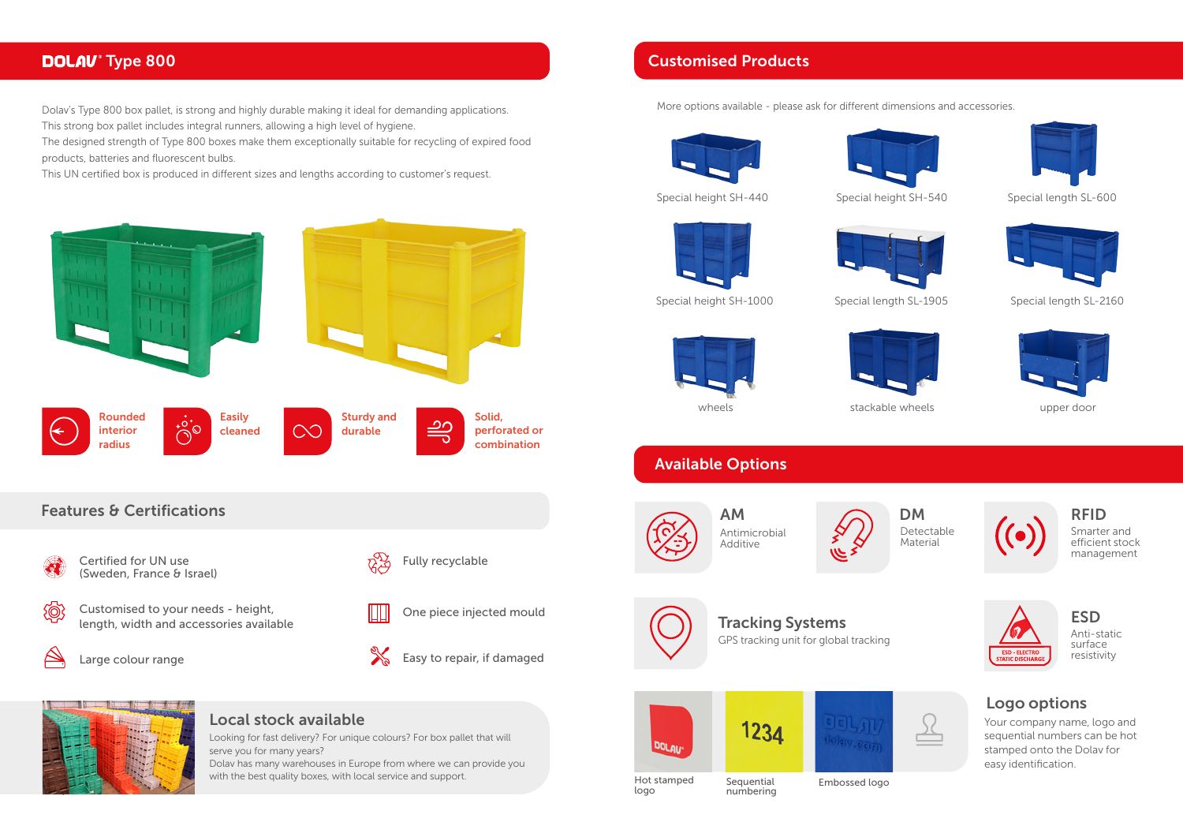## DOLAV® Type 800

Dolav's Type 800 box pallet, is strong and highly durable making it ideal for demanding applications.
This strong box pallet includes integral runners, allowing a high level of hygiene.
The designed strength of Type 800 boxes make them exceptionally suitable for recycling of expired food products, batteries and fluorescent bulbs.
This UN certified box is produced in different sizes and lengths according to customer's request.

- Rounded interior radius
- Easily cleaned
- Sturdy and durable
- Solid, perforated or combination

## Features & Certifications

- Certified for UN use (Sweden, France & Israel)
- Fully recyclable
- Customised to your needs - height, length, width and accessories available
- One piece injected mould
- Large colour range
- Easy to repair, if damaged

### Local stock available

Looking for fast delivery? For unique colours? For box pallet that will serve you for many years?
Dolav has many warehouses in Europe from where we can provide you with the best quality boxes, with local service and support.

## Customised Products

More options available - please ask for different dimensions and accessories.

- Special height SH-440
- Special height SH-540
- Special length SL-600
- Special height SH-1000
- Special length SL-1905
- Special length SL-2160
- wheels
- stackable wheels
- upper door

## Available Options

**AM**
Antimicrobial Additive

**DM**
Detectable Material

**RFID**
Smarter and efficient stock management

**Tracking Systems**
GPS tracking unit for global tracking

**ESD**
Anti-static surface resistivity

### Logo options

Your company name, logo and sequential numbers can be hot stamped onto the Dolav for easy identification.

- Hot stamped logo
- Sequential numbering
- Embossed logo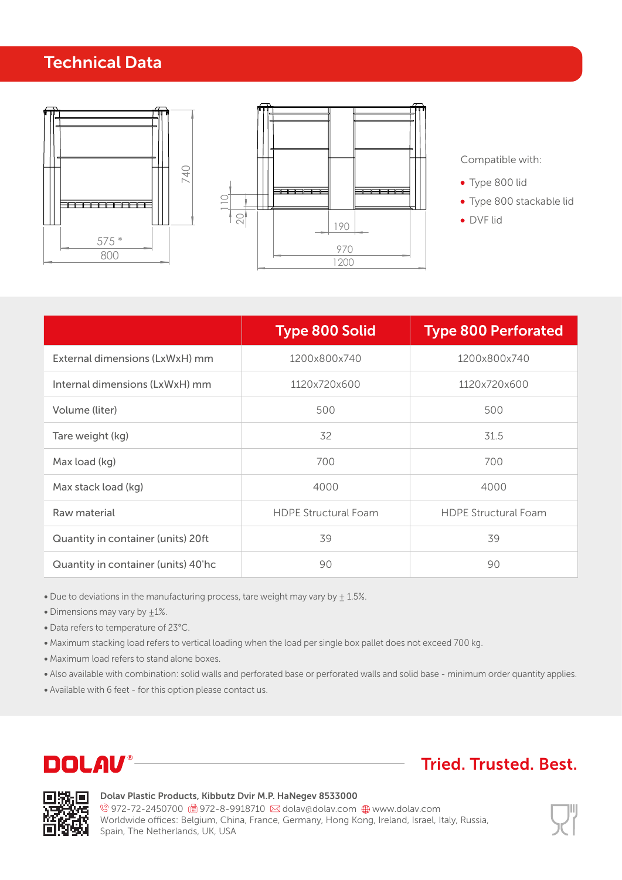## Technical Data

740

575 *

800

110

20

190

970

1200

Compatible with:

- Type 800 lid
- Type 800 stackable lid
- DVF lid

| | Type 800 Solid | Type 800 Perforated |
|---|---|---|
| External dimensions (LxWxH) mm | 1200x800x740 | 1200x800x740 |
| Internal dimensions (LxWxH) mm | 1120x720x600 | 1120x720x600 |
| Volume (liter) | 500 | 500 |
| Tare weight (kg) | 32 | 31.5 |
| Max load (kg) | 700 | 700 |
| Max stack load (kg) | 4000 | 4000 |
| Raw material | HDPE Structural Foam | HDPE Structural Foam |
| Quantity in container (units) 20ft | 39 | 39 |
| Quantity in container (units) 40'hc | 90 | 90 |

- Due to deviations in the manufacturing process, tare weight may vary by ± 1.5%.
- Dimensions may vary by ±1%.
- Data refers to temperature of 23°C.
- Maximum stacking load refers to vertical loading when the load per single box pallet does not exceed 700 kg.
- Maximum load refers to stand alone boxes.
- Also available with combination: solid walls and perforated base or perforated walls and solid base - minimum order quantity applies.
- Available with 6 feet - for this option please contact us.

DOLAV®

**Tried. Trusted. Best.**

**Dolav Plastic Products, Kibbutz Dvir M.P. HaNegev 8533000**
972-72-2450700 972-8-9918710 dolav@dolav.com www.dolav.com
Worldwide offices: Belgium, China, France, Germany, Hong Kong, Ireland, Israel, Italy, Russia, Spain, The Netherlands, UK, USA